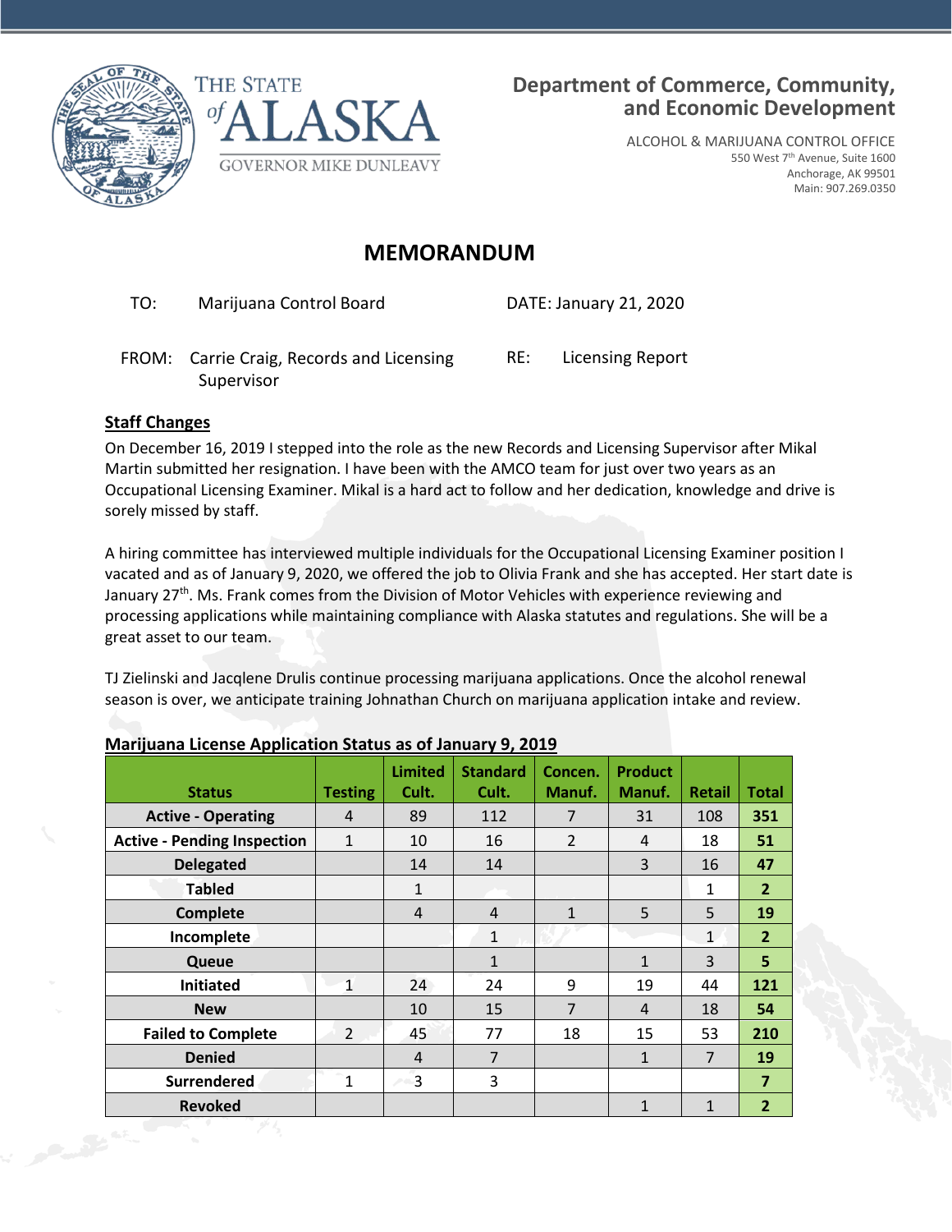THE STATE of ALASKA

GOVERNOR MIKE DUNLEAVY

**Department of Commerce, Community, and Economic Development**

ALCOHOL & MARIJUANA CONTROL OFFICE
550 West 7th Avenue, Suite 1600
Anchorage, AK 99501
Main: 907.269.0350

# MEMORANDUM

TO: Marijuana Control Board

DATE: January 21, 2020

FROM: Carrie Craig, Records and Licensing Supervisor

RE: Licensing Report

## Staff Changes

On December 16, 2019 I stepped into the role as the new Records and Licensing Supervisor after Mikal Martin submitted her resignation. I have been with the AMCO team for just over two years as an Occupational Licensing Examiner. Mikal is a hard act to follow and her dedication, knowledge and drive is sorely missed by staff.

A hiring committee has interviewed multiple individuals for the Occupational Licensing Examiner position I vacated and as of January 9, 2020, we offered the job to Olivia Frank and she has accepted. Her start date is January 27th. Ms. Frank comes from the Division of Motor Vehicles with experience reviewing and processing applications while maintaining compliance with Alaska statutes and regulations. She will be a great asset to our team.

TJ Zielinski and Jacqlene Drulis continue processing marijuana applications. Once the alcohol renewal season is over, we anticipate training Johnathan Church on marijuana application intake and review.

## Marijuana License Application Status as of January 9, 2019

| Status | Testing | Limited Cult. | Standard Cult. | Concen. Manuf. | Product Manuf. | Retail | Total |
|---|---|---|---|---|---|---|---|
| **Active - Operating** | 4 | 89 | 112 | 7 | 31 | 108 | **351** |
| **Active - Pending Inspection** | 1 | 10 | 16 | 2 | 4 | 18 | **51** |
| **Delegated** | | 14 | 14 | | 3 | 16 | **47** |
| **Tabled** | | 1 | | | | 1 | **2** |
| **Complete** | | 4 | 4 | 1 | 5 | 5 | **19** |
| **Incomplete** | | | 1 | | | 1 | **2** |
| **Queue** | | | 1 | | 1 | 3 | **5** |
| **Initiated** | 1 | 24 | 24 | 9 | 19 | 44 | **121** |
| **New** | | 10 | 15 | 7 | 4 | 18 | **54** |
| **Failed to Complete** | 2 | 45 | 77 | 18 | 15 | 53 | **210** |
| **Denied** | | 4 | 7 | | 1 | 7 | **19** |
| **Surrendered** | 1 | 3 | 3 | | | | **7** |
| **Revoked** | | | | | 1 | 1 | **2** |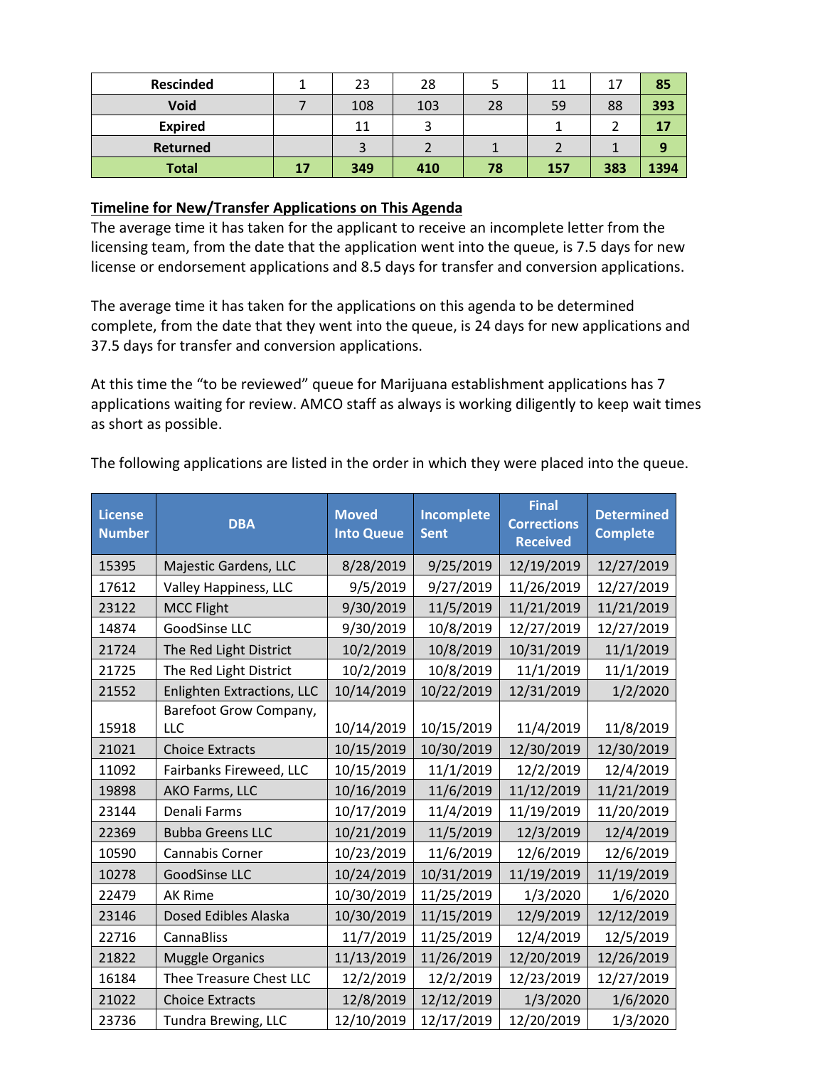| Rescinded | 1 | 23 | 28 | 5 | 11 | 17 | **85** |
|---|---|---|---|---|---|---|---|
| **Void** | 7 | 108 | 103 | 28 | 59 | 88 | **393** |
| **Expired** | | 11 | 3 | | 1 | 2 | **17** |
| **Returned** | | 3 | 2 | 1 | 2 | 1 | **9** |
| **Total** | **17** | **349** | **410** | **78** | **157** | **383** | **1394** |

**Timeline for New/Transfer Applications on This Agenda**

The average time it has taken for the applicant to receive an incomplete letter from the licensing team, from the date that the application went into the queue, is 7.5 days for new license or endorsement applications and 8.5 days for transfer and conversion applications.

The average time it has taken for the applications on this agenda to be determined complete, from the date that they went into the queue, is 24 days for new applications and 37.5 days for transfer and conversion applications.

At this time the "to be reviewed" queue for Marijuana establishment applications has 7 applications waiting for review. AMCO staff as always is working diligently to keep wait times as short as possible.

The following applications are listed in the order in which they were placed into the queue.

| License Number | DBA | Moved Into Queue | Incomplete Sent | Final Corrections Received | Determined Complete |
|---|---|---|---|---|---|
| 15395 | Majestic Gardens, LLC | 8/28/2019 | 9/25/2019 | 12/19/2019 | 12/27/2019 |
| 17612 | Valley Happiness, LLC | 9/5/2019 | 9/27/2019 | 11/26/2019 | 12/27/2019 |
| 23122 | MCC Flight | 9/30/2019 | 11/5/2019 | 11/21/2019 | 11/21/2019 |
| 14874 | GoodSinse LLC | 9/30/2019 | 10/8/2019 | 12/27/2019 | 12/27/2019 |
| 21724 | The Red Light District | 10/2/2019 | 10/8/2019 | 10/31/2019 | 11/1/2019 |
| 21725 | The Red Light District | 10/2/2019 | 10/8/2019 | 11/1/2019 | 11/1/2019 |
| 21552 | Enlighten Extractions, LLC | 10/14/2019 | 10/22/2019 | 12/31/2019 | 1/2/2020 |
| 15918 | Barefoot Grow Company, LLC | 10/14/2019 | 10/15/2019 | 11/4/2019 | 11/8/2019 |
| 21021 | Choice Extracts | 10/15/2019 | 10/30/2019 | 12/30/2019 | 12/30/2019 |
| 11092 | Fairbanks Fireweed, LLC | 10/15/2019 | 11/1/2019 | 12/2/2019 | 12/4/2019 |
| 19898 | AKO Farms, LLC | 10/16/2019 | 11/6/2019 | 11/12/2019 | 11/21/2019 |
| 23144 | Denali Farms | 10/17/2019 | 11/4/2019 | 11/19/2019 | 11/20/2019 |
| 22369 | Bubba Greens LLC | 10/21/2019 | 11/5/2019 | 12/3/2019 | 12/4/2019 |
| 10590 | Cannabis Corner | 10/23/2019 | 11/6/2019 | 12/6/2019 | 12/6/2019 |
| 10278 | GoodSinse LLC | 10/24/2019 | 10/31/2019 | 11/19/2019 | 11/19/2019 |
| 22479 | AK Rime | 10/30/2019 | 11/25/2019 | 1/3/2020 | 1/6/2020 |
| 23146 | Dosed Edibles Alaska | 10/30/2019 | 11/15/2019 | 12/9/2019 | 12/12/2019 |
| 22716 | CannaBliss | 11/7/2019 | 11/25/2019 | 12/4/2019 | 12/5/2019 |
| 21822 | Muggle Organics | 11/13/2019 | 11/26/2019 | 12/20/2019 | 12/26/2019 |
| 16184 | Thee Treasure Chest LLC | 12/2/2019 | 12/2/2019 | 12/23/2019 | 12/27/2019 |
| 21022 | Choice Extracts | 12/8/2019 | 12/12/2019 | 1/3/2020 | 1/6/2020 |
| 23736 | Tundra Brewing, LLC | 12/10/2019 | 12/17/2019 | 12/20/2019 | 1/3/2020 |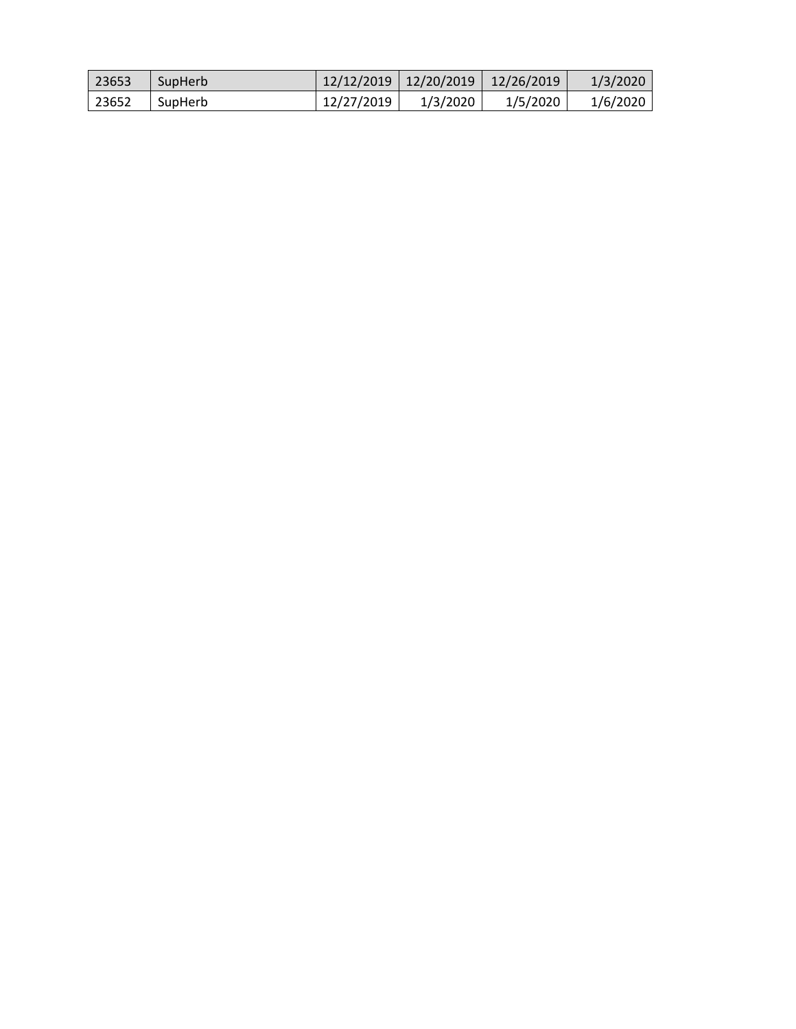| | | | | | |
|---|---|---|---|---|---|
| 23653 | SupHerb | 12/12/2019 | 12/20/2019 | 12/26/2019 | 1/3/2020 |
| 23652 | SupHerb | 12/27/2019 | 1/3/2020 | 1/5/2020 | 1/6/2020 |